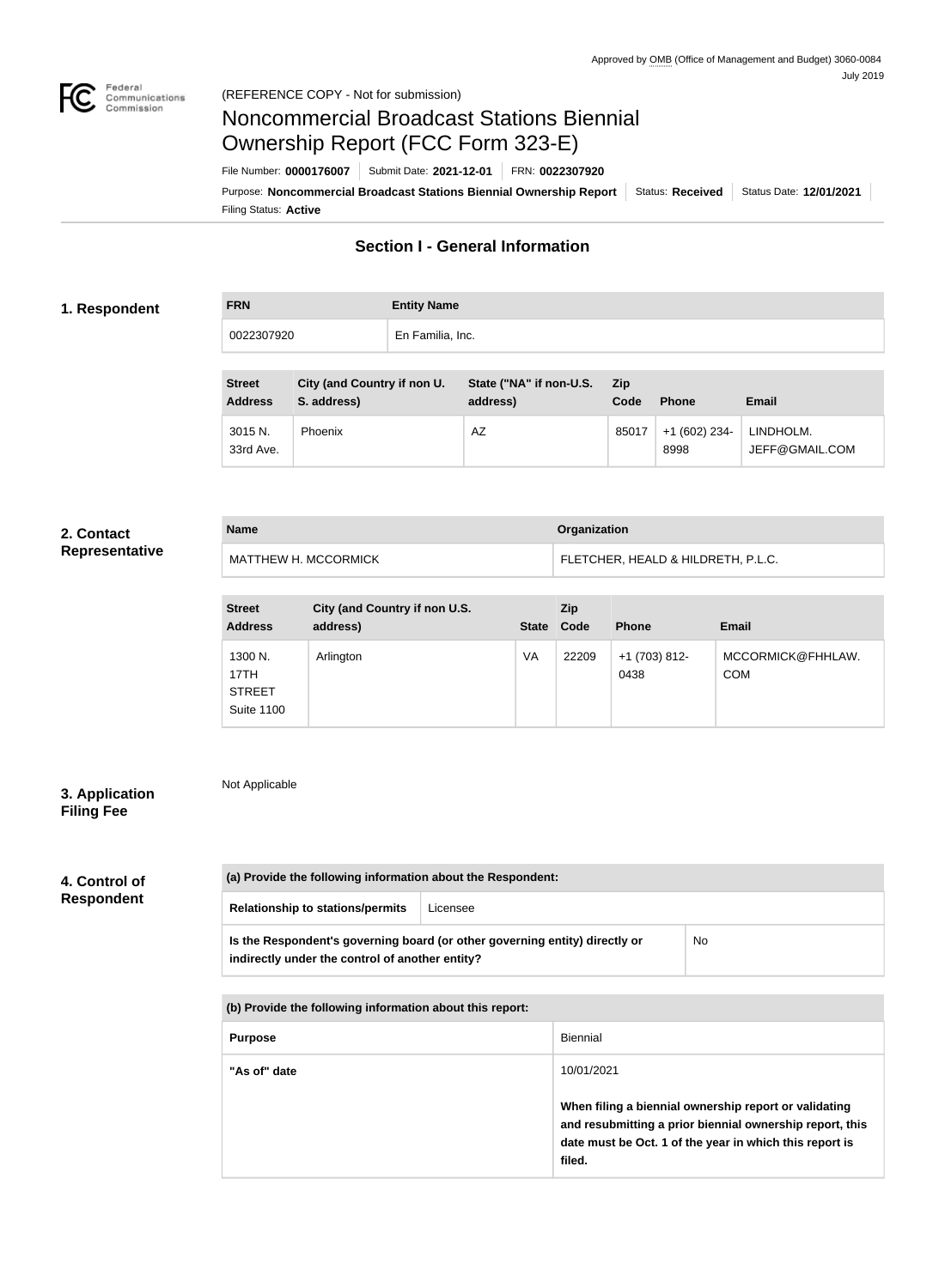Approved by OMB (Office of Management and Budget) 3060-0084
July 2019

(REFERENCE COPY - Not for submission)

# Noncommercial Broadcast Stations Biennial Ownership Report (FCC Form 323-E)

File Number: **0000176007** | Submit Date: **2021-12-01** | FRN: **0022307920**

Purpose: **Noncommercial Broadcast Stations Biennial Ownership Report** | Status: **Received** | Status Date: **12/01/2021**

Filing Status: **Active**

## Section I - General Information

### 1. Respondent

| FRN | Entity Name |
| --- | --- |
| 0022307920 | En Familia, Inc. |

| Street Address | City (and Country if non U. S. address) | State ("NA" if non-U.S. address) | Zip Code | Phone | Email |
| --- | --- | --- | --- | --- | --- |
| 3015 N. 33rd Ave. | Phoenix | AZ | 85017 | +1 (602) 234-8998 | LINDHOLM.JEFF@GMAIL.COM |

### 2. Contact Representative

| Name | Organization |
| --- | --- |
| MATTHEW H. MCCORMICK | FLETCHER, HEALD & HILDRETH, P.L.C. |

| Street Address | City (and Country if non U.S. address) | State | Zip Code | Phone | Email |
| --- | --- | --- | --- | --- | --- |
| 1300 N. 17TH STREET Suite 1100 | Arlington | VA | 22209 | +1 (703) 812-0438 | MCCORMICK@FHHLAW.COM |

### 3. Application Filing Fee

Not Applicable

### 4. Control of Respondent

| (a) Provide the following information about the Respondent: | |
| --- | --- |
| Relationship to stations/permits | Licensee |
| Is the Respondent's governing board (or other governing entity) directly or indirectly under the control of another entity? | No |

| (b) Provide the following information about this report: | |
| --- | --- |
| Purpose | Biennial |
| "As of" date | 10/01/2021<br><br>**When filing a biennial ownership report or validating and resubmitting a prior biennial ownership report, this date must be Oct. 1 of the year in which this report is filed.** |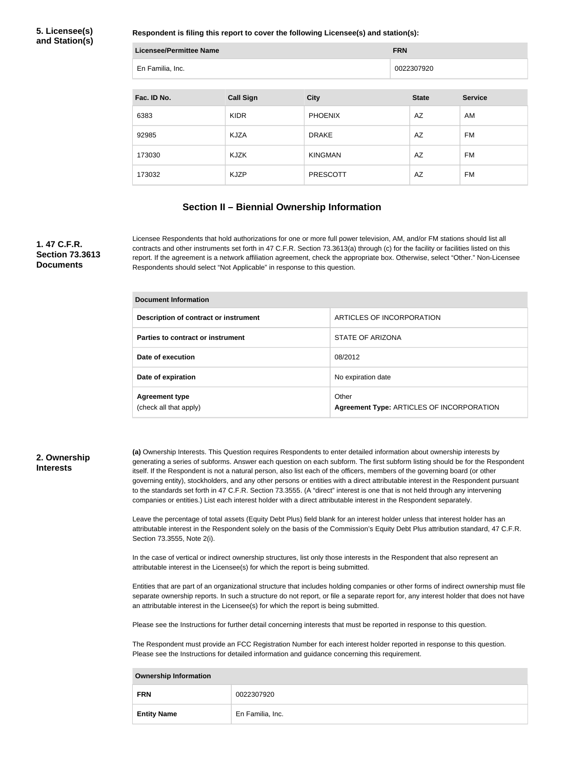**5. Licensee(s) and Station(s)**

**Respondent is filing this report to cover the following Licensee(s) and station(s):**

| Licensee/Permittee Name | FRN |
| --- | --- |
| En Familia, Inc. | 0022307920 |

| Fac. ID No. | Call Sign | City | State | Service |
| --- | --- | --- | --- | --- |
| 6383 | KIDR | PHOENIX | AZ | AM |
| 92985 | KJZA | DRAKE | AZ | FM |
| 173030 | KJZK | KINGMAN | AZ | FM |
| 173032 | KJZP | PRESCOTT | AZ | FM |

## Section II – Biennial Ownership Information

**1. 47 C.F.R. Section 73.3613 Documents**

Licensee Respondents that hold authorizations for one or more full power television, AM, and/or FM stations should list all contracts and other instruments set forth in 47 C.F.R. Section 73.3613(a) through (c) for the facility or facilities listed on this report. If the agreement is a network affiliation agreement, check the appropriate box. Otherwise, select "Other." Non-Licensee Respondents should select "Not Applicable" in response to this question.

| Document Information | |
| --- | --- |
| **Description of contract or instrument** | ARTICLES OF INCORPORATION |
| **Parties to contract or instrument** | STATE OF ARIZONA |
| **Date of execution** | 08/2012 |
| **Date of expiration** | No expiration date |
| **Agreement type** (check all that apply) | Other **Agreement Type:** ARTICLES OF INCORPORATION |

**2. Ownership Interests**

**(a)** Ownership Interests. This Question requires Respondents to enter detailed information about ownership interests by generating a series of subforms. Answer each question on each subform. The first subform listing should be for the Respondent itself. If the Respondent is not a natural person, also list each of the officers, members of the governing board (or other governing entity), stockholders, and any other persons or entities with a direct attributable interest in the Respondent pursuant to the standards set forth in 47 C.F.R. Section 73.3555. (A "direct" interest is one that is not held through any intervening companies or entities.) List each interest holder with a direct attributable interest in the Respondent separately.

Leave the percentage of total assets (Equity Debt Plus) field blank for an interest holder unless that interest holder has an attributable interest in the Respondent solely on the basis of the Commission's Equity Debt Plus attribution standard, 47 C.F.R. Section 73.3555, Note 2(i).

In the case of vertical or indirect ownership structures, list only those interests in the Respondent that also represent an attributable interest in the Licensee(s) for which the report is being submitted.

Entities that are part of an organizational structure that includes holding companies or other forms of indirect ownership must file separate ownership reports. In such a structure do not report, or file a separate report for, any interest holder that does not have an attributable interest in the Licensee(s) for which the report is being submitted.

Please see the Instructions for further detail concerning interests that must be reported in response to this question.

The Respondent must provide an FCC Registration Number for each interest holder reported in response to this question. Please see the Instructions for detailed information and guidance concerning this requirement.

| Ownership Information | |
| --- | --- |
| **FRN** | 0022307920 |
| **Entity Name** | En Familia, Inc. |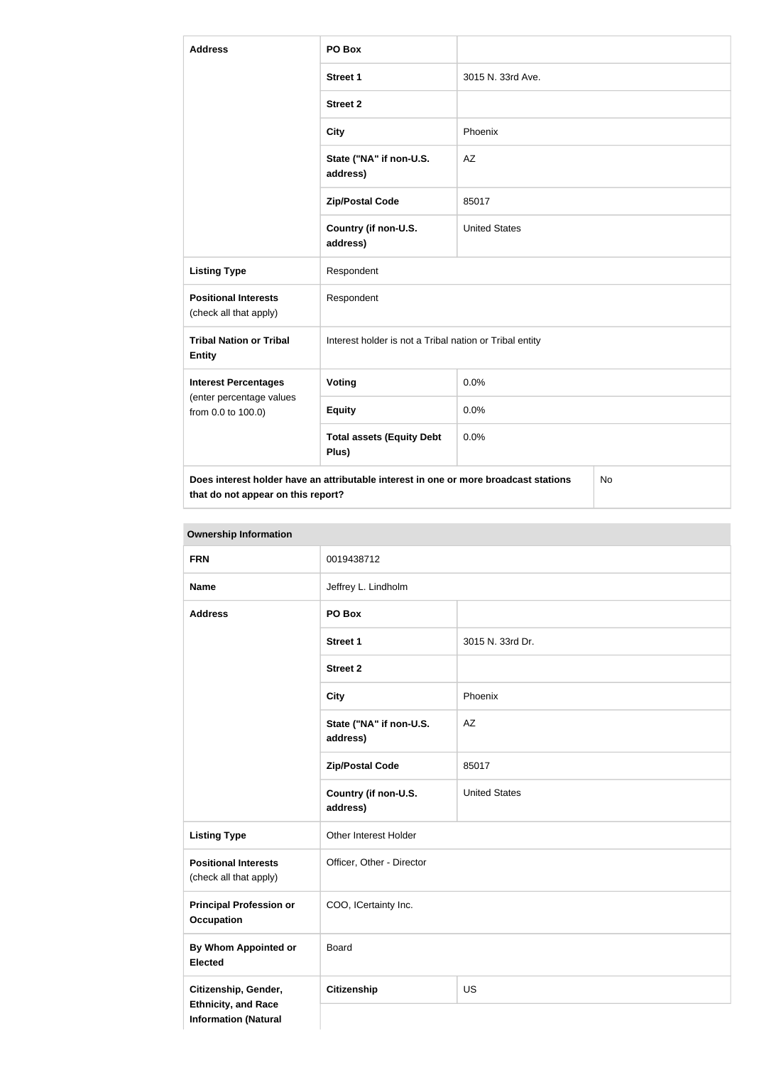| Address | PO Box | |
|---|---|---|
| | Street 1 | 3015 N. 33rd Ave. |
| | Street 2 | |
| | City | Phoenix |
| | State ("NA" if non-U.S. address) | AZ |
| | Zip/Postal Code | 85017 |
| | Country (if non-U.S. address) | United States |
| Listing Type | Respondent | |
| Positional Interests (check all that apply) | Respondent | |
| Tribal Nation or Tribal Entity | Interest holder is not a Tribal nation or Tribal entity | |
| Interest Percentages (enter percentage values from 0.0 to 100.0) | Voting | 0.0% |
| | Equity | 0.0% |
| | Total assets (Equity Debt Plus) | 0.0% |
| Does interest holder have an attributable interest in one or more broadcast stations that do not appear on this report? | | No |

| Ownership Information | | |
|---|---|---|
| FRN | 0019438712 | |
| Name | Jeffrey L. Lindholm | |
| Address | PO Box | |
| | Street 1 | 3015 N. 33rd Dr. |
| | Street 2 | |
| | City | Phoenix |
| | State ("NA" if non-U.S. address) | AZ |
| | Zip/Postal Code | 85017 |
| | Country (if non-U.S. address) | United States |
| Listing Type | Other Interest Holder | |
| Positional Interests (check all that apply) | Officer, Other - Director | |
| Principal Profession or Occupation | COO, ICertainty Inc. | |
| By Whom Appointed or Elected | Board | |
| Citizenship, Gender, Ethnicity, and Race Information (Natural | Citizenship | US |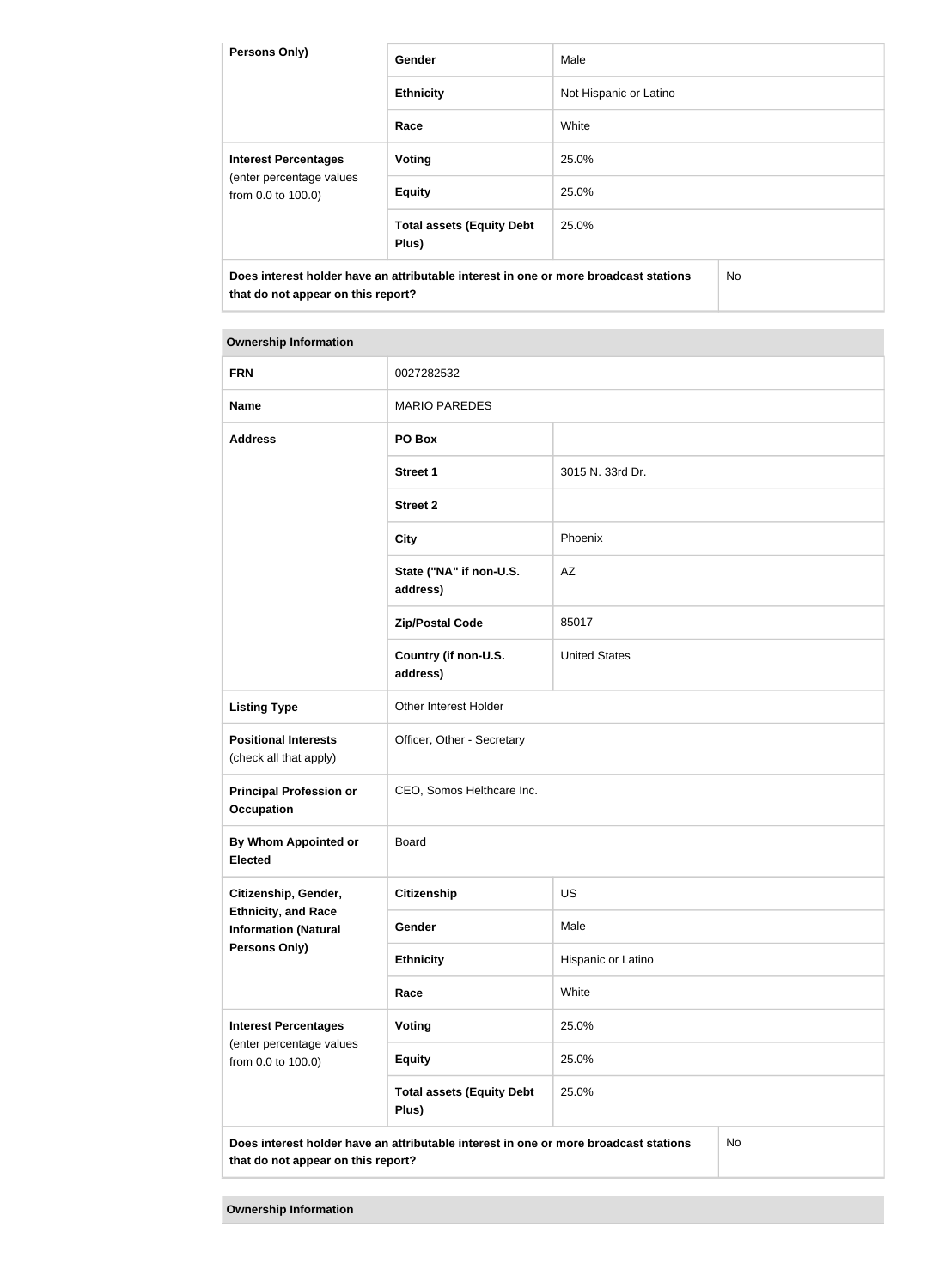| Persons Only) | Gender | Male |
|---|---|---|
| | Ethnicity | Not Hispanic or Latino |
| | Race | White |
| **Interest Percentages** (enter percentage values from 0.0 to 100.0) | Voting | 25.0% |
| | Equity | 25.0% |
| | Total assets (Equity Debt Plus) | 25.0% |
| **Does interest holder have an attributable interest in one or more broadcast stations that do not appear on this report?** | | No |

**Ownership Information**

| | | |
|---|---|---|
| **FRN** | 0027282532 | |
| **Name** | MARIO PAREDES | |
| **Address** | **PO Box** | |
| | **Street 1** | 3015 N. 33rd Dr. |
| | **Street 2** | |
| | **City** | Phoenix |
| | **State ("NA" if non-U.S. address)** | AZ |
| | **Zip/Postal Code** | 85017 |
| | **Country (if non-U.S. address)** | United States |
| **Listing Type** | Other Interest Holder | |
| **Positional Interests** (check all that apply) | Officer, Other - Secretary | |
| **Principal Profession or Occupation** | CEO, Somos Helthcare Inc. | |
| **By Whom Appointed or Elected** | Board | |
| **Citizenship, Gender, Ethnicity, and Race Information (Natural Persons Only)** | **Citizenship** | US |
| | **Gender** | Male |
| | **Ethnicity** | Hispanic or Latino |
| | **Race** | White |
| **Interest Percentages** (enter percentage values from 0.0 to 100.0) | **Voting** | 25.0% |
| | **Equity** | 25.0% |
| | **Total assets (Equity Debt Plus)** | 25.0% |
| **Does interest holder have an attributable interest in one or more broadcast stations that do not appear on this report?** | | No |

**Ownership Information**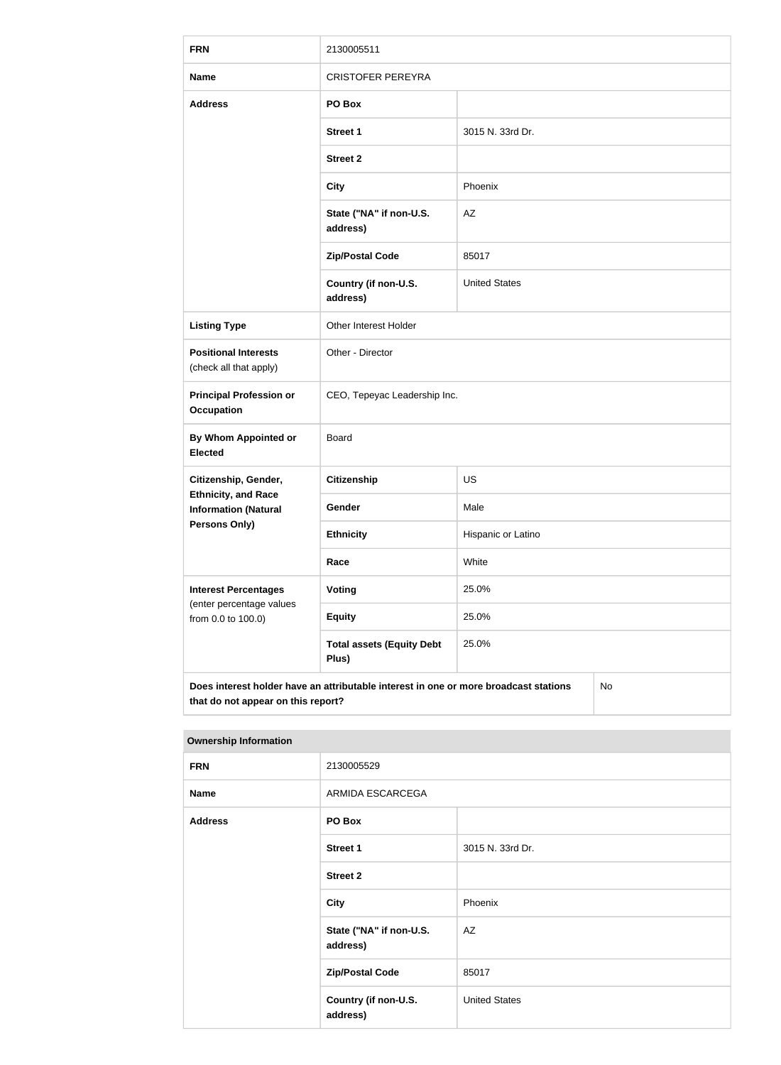| FRN | 2130005511 | |
|---|---|---|
| **Name** | CRISTOFER PEREYRA | |
| **Address** | **PO Box** | |
| | **Street 1** | 3015 N. 33rd Dr. |
| | **Street 2** | |
| | **City** | Phoenix |
| | **State ("NA" if non-U.S. address)** | AZ |
| | **Zip/Postal Code** | 85017 |
| | **Country (if non-U.S. address)** | United States |
| **Listing Type** | Other Interest Holder | |
| **Positional Interests** (check all that apply) | Other - Director | |
| **Principal Profession or Occupation** | CEO, Tepeyac Leadership Inc. | |
| **By Whom Appointed or Elected** | Board | |
| **Citizenship, Gender, Ethnicity, and Race Information (Natural Persons Only)** | **Citizenship** | US |
| | **Gender** | Male |
| | **Ethnicity** | Hispanic or Latino |
| | **Race** | White |
| **Interest Percentages** (enter percentage values from 0.0 to 100.0) | **Voting** | 25.0% |
| | **Equity** | 25.0% |
| | **Total assets (Equity Debt Plus)** | 25.0% |
| **Does interest holder have an attributable interest in one or more broadcast stations that do not appear on this report?** | | No |

**Ownership Information**

| FRN | 2130005529 | |
|---|---|---|
| **Name** | ARMIDA ESCARCEGA | |
| **Address** | **PO Box** | |
| | **Street 1** | 3015 N. 33rd Dr. |
| | **Street 2** | |
| | **City** | Phoenix |
| | **State ("NA" if non-U.S. address)** | AZ |
| | **Zip/Postal Code** | 85017 |
| | **Country (if non-U.S. address)** | United States |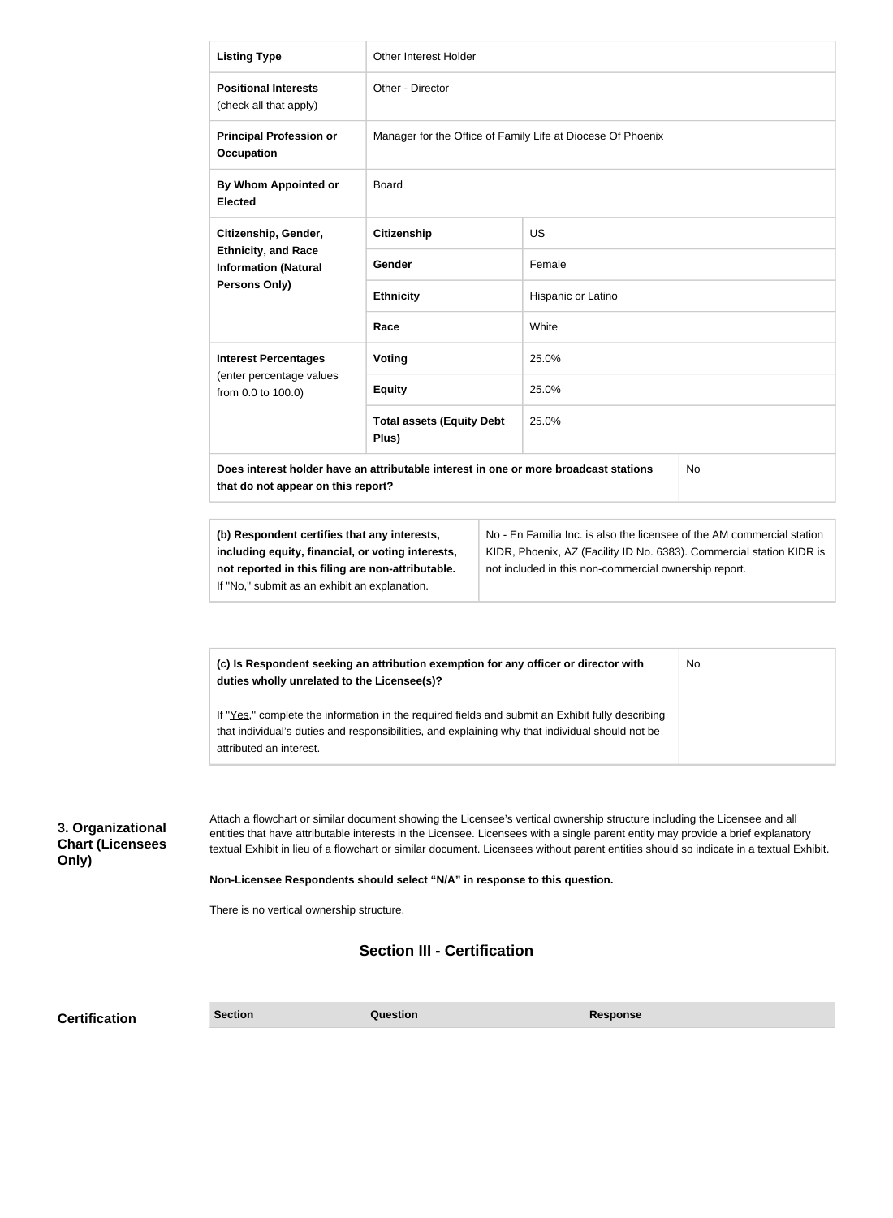| Listing Type | Other Interest Holder | |
|---|---|---|
| **Positional Interests** (check all that apply) | Other - Director | |
| **Principal Profession or Occupation** | Manager for the Office of Family Life at Diocese Of Phoenix | |
| **By Whom Appointed or Elected** | Board | |
| **Citizenship, Gender, Ethnicity, and Race Information (Natural Persons Only)** | **Citizenship** | US |
| | **Gender** | Female |
| | **Ethnicity** | Hispanic or Latino |
| | **Race** | White |
| **Interest Percentages** (enter percentage values from 0.0 to 100.0) | **Voting** | 25.0% |
| | **Equity** | 25.0% |
| | **Total assets (Equity Debt Plus)** | 25.0% |
| **Does interest holder have an attributable interest in one or more broadcast stations that do not appear on this report?** | | No |

| | |
|---|---|
| **(b) Respondent certifies that any interests, including equity, financial, or voting interests, not reported in this filing are non-attributable.** If "No," submit as an exhibit an explanation. | No - En Familia Inc. is also the licensee of the AM commercial station KIDR, Phoenix, AZ (Facility ID No. 6383). Commercial station KIDR is not included in this non-commercial ownership report. |

| | |
|---|---|
| **(c) Is Respondent seeking an attribution exemption for any officer or director with duties wholly unrelated to the Licensee(s)?**<br><br>If "Yes," complete the information in the required fields and submit an Exhibit fully describing that individual's duties and responsibilities, and explaining why that individual should not be attributed an interest. | No |

## 3. Organizational Chart (Licensees Only)

Attach a flowchart or similar document showing the Licensee's vertical ownership structure including the Licensee and all entities that have attributable interests in the Licensee. Licensees with a single parent entity may provide a brief explanatory textual Exhibit in lieu of a flowchart or similar document. Licensees without parent entities should so indicate in a textual Exhibit.

**Non-Licensee Respondents should select "N/A" in response to this question.**

There is no vertical ownership structure.

## Section III - Certification

**Certification**

| Section | Question | Response |
|---|---|---|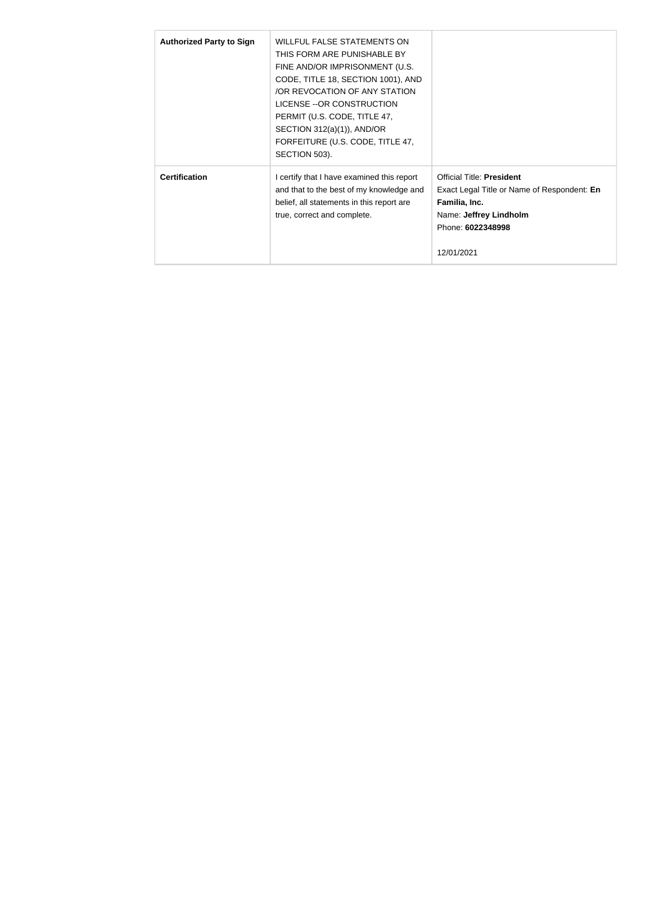| | | |
|---|---|---|
| **Authorized Party to Sign** | WILLFUL FALSE STATEMENTS ON THIS FORM ARE PUNISHABLE BY FINE AND/OR IMPRISONMENT (U.S. CODE, TITLE 18, SECTION 1001), AND /OR REVOCATION OF ANY STATION LICENSE --OR CONSTRUCTION PERMIT (U.S. CODE, TITLE 47, SECTION 312(a)(1)), AND/OR FORFEITURE (U.S. CODE, TITLE 47, SECTION 503). | |
| **Certification** | I certify that I have examined this report and that to the best of my knowledge and belief, all statements in this report are true, correct and complete. | Official Title: **President**<br>Exact Legal Title or Name of Respondent: **En Familia, Inc.**<br>Name: **Jeffrey Lindholm**<br>Phone: **6022348998**<br><br>12/01/2021 |